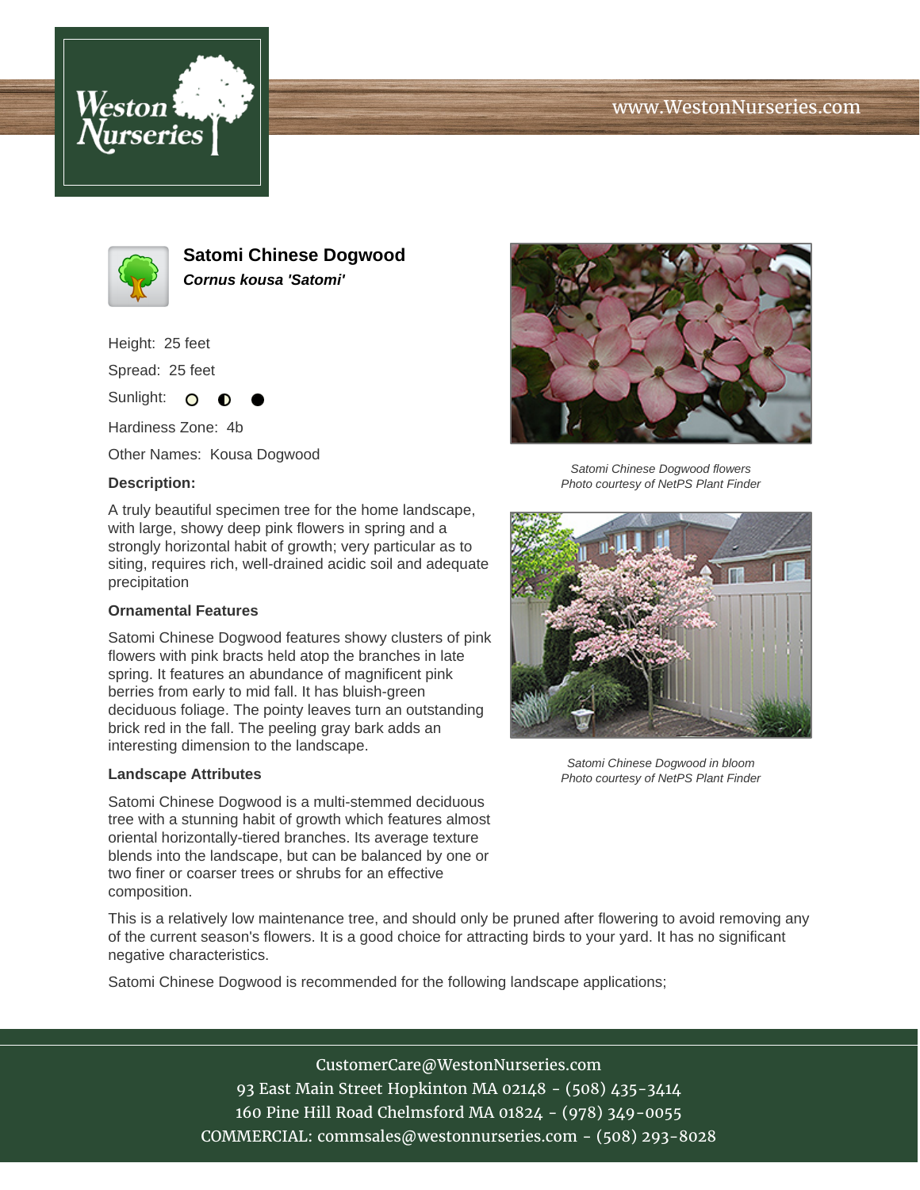# Satomi Chinese Dogwood

***Cornus kousa 'Satomi'***

Height: 25 feet

Spread: 25 feet

Sunlight:

Hardiness Zone: 4b

Other Names: Kousa Dogwood

**Description:**

A truly beautiful specimen tree for the home landscape, with large, showy deep pink flowers in spring and a strongly horizontal habit of growth; very particular as to siting, requires rich, well-drained acidic soil and adequate precipitation

### Ornamental Features

Satomi Chinese Dogwood features showy clusters of pink flowers with pink bracts held atop the branches in late spring. It features an abundance of magnificent pink berries from early to mid fall. It has bluish-green deciduous foliage. The pointy leaves turn an outstanding brick red in the fall. The peeling gray bark adds an interesting dimension to the landscape.

### Landscape Attributes

Satomi Chinese Dogwood is a multi-stemmed deciduous tree with a stunning habit of growth which features almost oriental horizontally-tiered branches. Its average texture blends into the landscape, but can be balanced by one or two finer or coarser trees or shrubs for an effective composition.

This is a relatively low maintenance tree, and should only be pruned after flowering to avoid removing any of the current season's flowers. It is a good choice for attracting birds to your yard. It has no significant negative characteristics.

Satomi Chinese Dogwood is recommended for the following landscape applications;

*Satomi Chinese Dogwood flowers*
*Photo courtesy of NetPS Plant Finder*

*Satomi Chinese Dogwood in bloom*
*Photo courtesy of NetPS Plant Finder*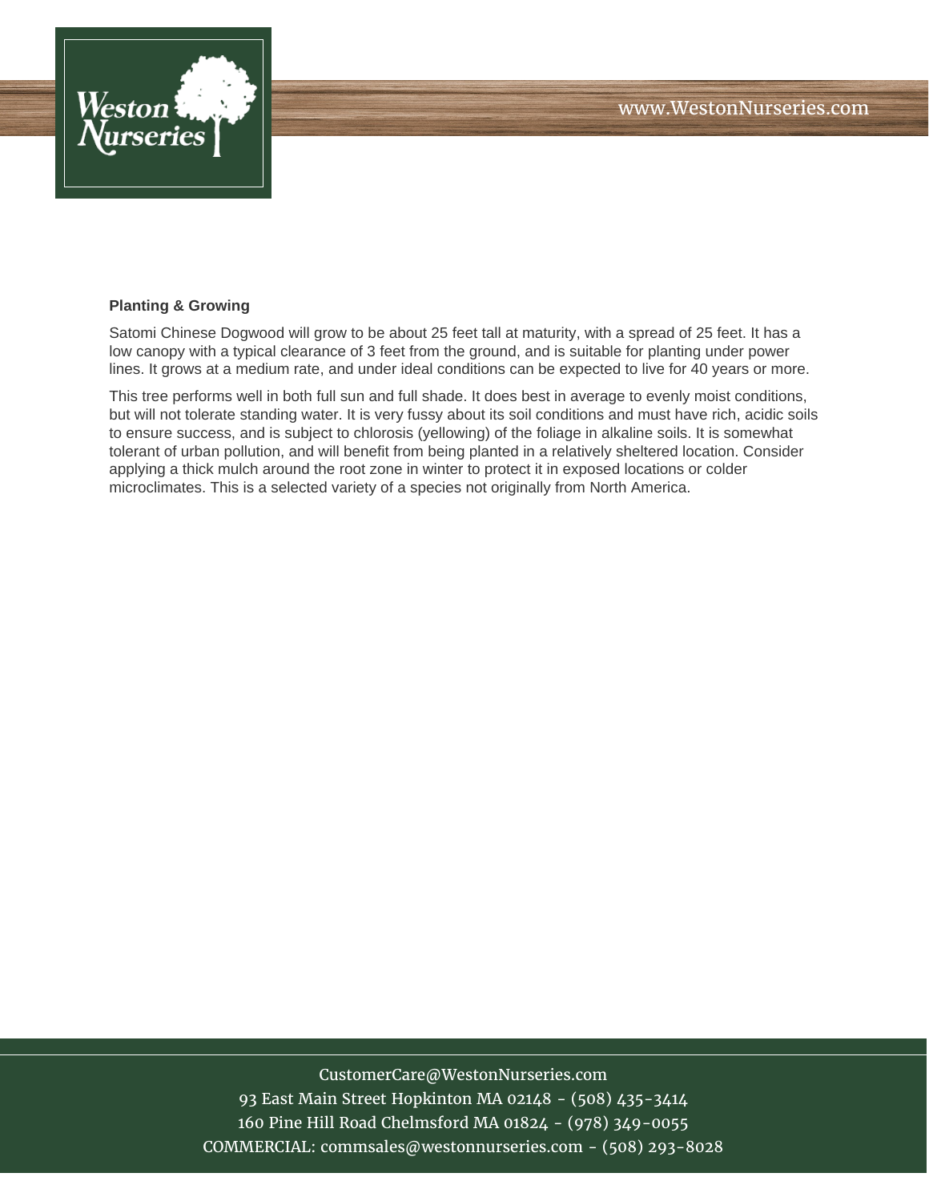**Planting & Growing**

Satomi Chinese Dogwood will grow to be about 25 feet tall at maturity, with a spread of 25 feet. It has a low canopy with a typical clearance of 3 feet from the ground, and is suitable for planting under power lines. It grows at a medium rate, and under ideal conditions can be expected to live for 40 years or more.

This tree performs well in both full sun and full shade. It does best in average to evenly moist conditions, but will not tolerate standing water. It is very fussy about its soil conditions and must have rich, acidic soils to ensure success, and is subject to chlorosis (yellowing) of the foliage in alkaline soils. It is somewhat tolerant of urban pollution, and will benefit from being planted in a relatively sheltered location. Consider applying a thick mulch around the root zone in winter to protect it in exposed locations or colder microclimates. This is a selected variety of a species not originally from North America.